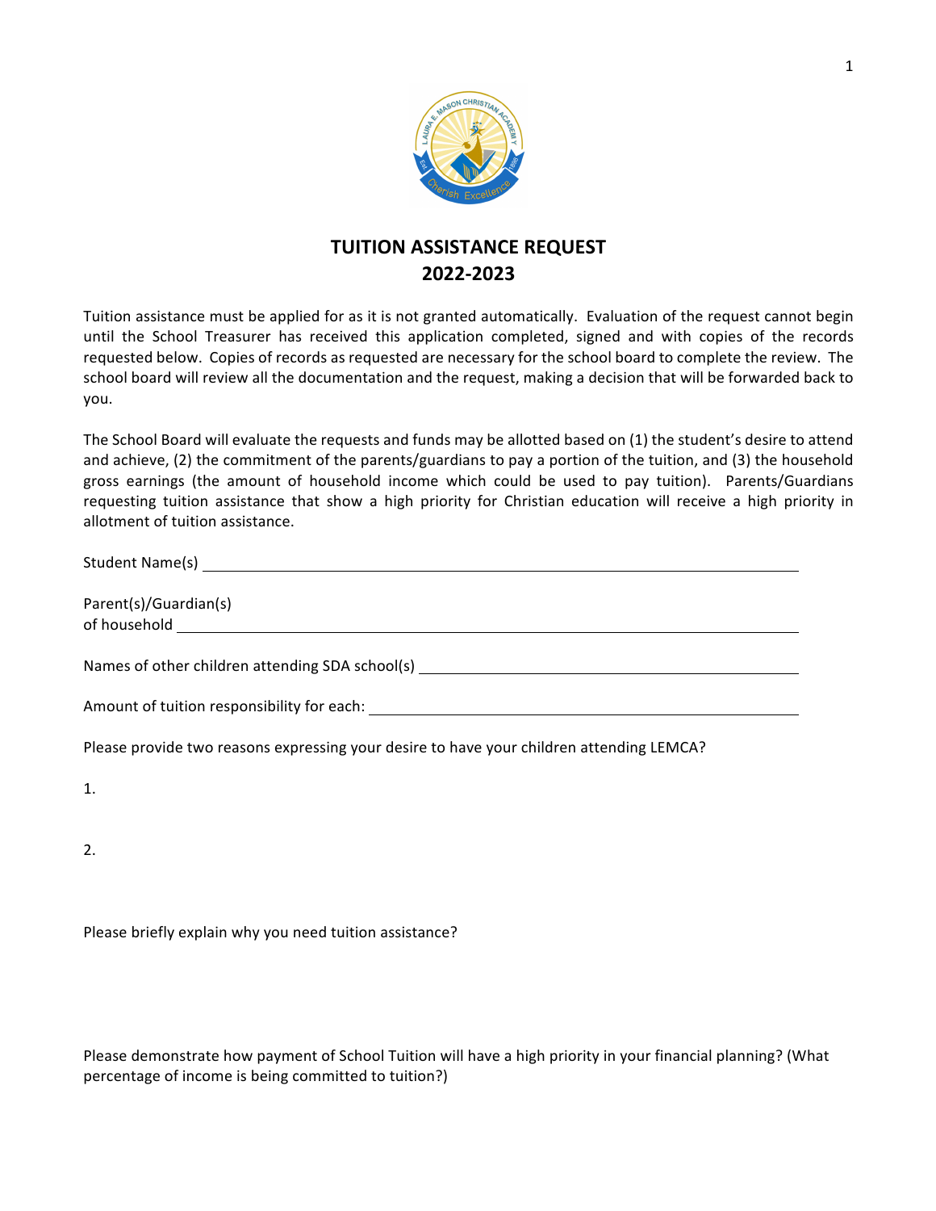# TUITION ASSISTANCE REQUEST
## 2022-2023

Tuition assistance must be applied for as it is not granted automatically. Evaluation of the request cannot begin until the School Treasurer has received this application completed, signed and with copies of the records requested below. Copies of records as requested are necessary for the school board to complete the review. The school board will review all the documentation and the request, making a decision that will be forwarded back to you.

The School Board will evaluate the requests and funds may be allotted based on (1) the student's desire to attend and achieve, (2) the commitment of the parents/guardians to pay a portion of the tuition, and (3) the household gross earnings (the amount of household income which could be used to pay tuition). Parents/Guardians requesting tuition assistance that show a high priority for Christian education will receive a high priority in allotment of tuition assistance.

Student Name(s) ______________________________________________

Parent(s)/Guardian(s)
of household ______________________________________________

Names of other children attending SDA school(s) ______________________________

Amount of tuition responsibility for each: ______________________________

Please provide two reasons expressing your desire to have your children attending LEMCA?

1.

2.

Please briefly explain why you need tuition assistance?

Please demonstrate how payment of School Tuition will have a high priority in your financial planning? (What percentage of income is being committed to tuition?)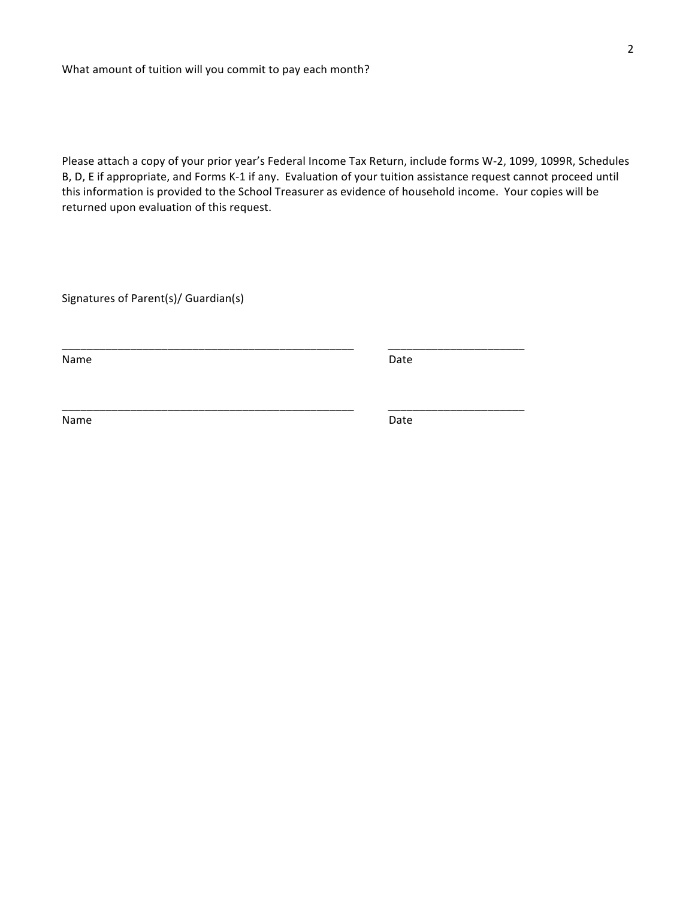What amount of tuition will you commit to pay each month?

Please attach a copy of your prior year's Federal Income Tax Return, include forms W-2, 1099, 1099R, Schedules B, D, E if appropriate, and Forms K-1 if any. Evaluation of your tuition assistance request cannot proceed until this information is provided to the School Treasurer as evidence of household income. Your copies will be returned upon evaluation of this request.

Signatures of Parent(s)/ Guardian(s)

_________________________________________________ ______________________

Name Date

_________________________________________________ ______________________

Name Date